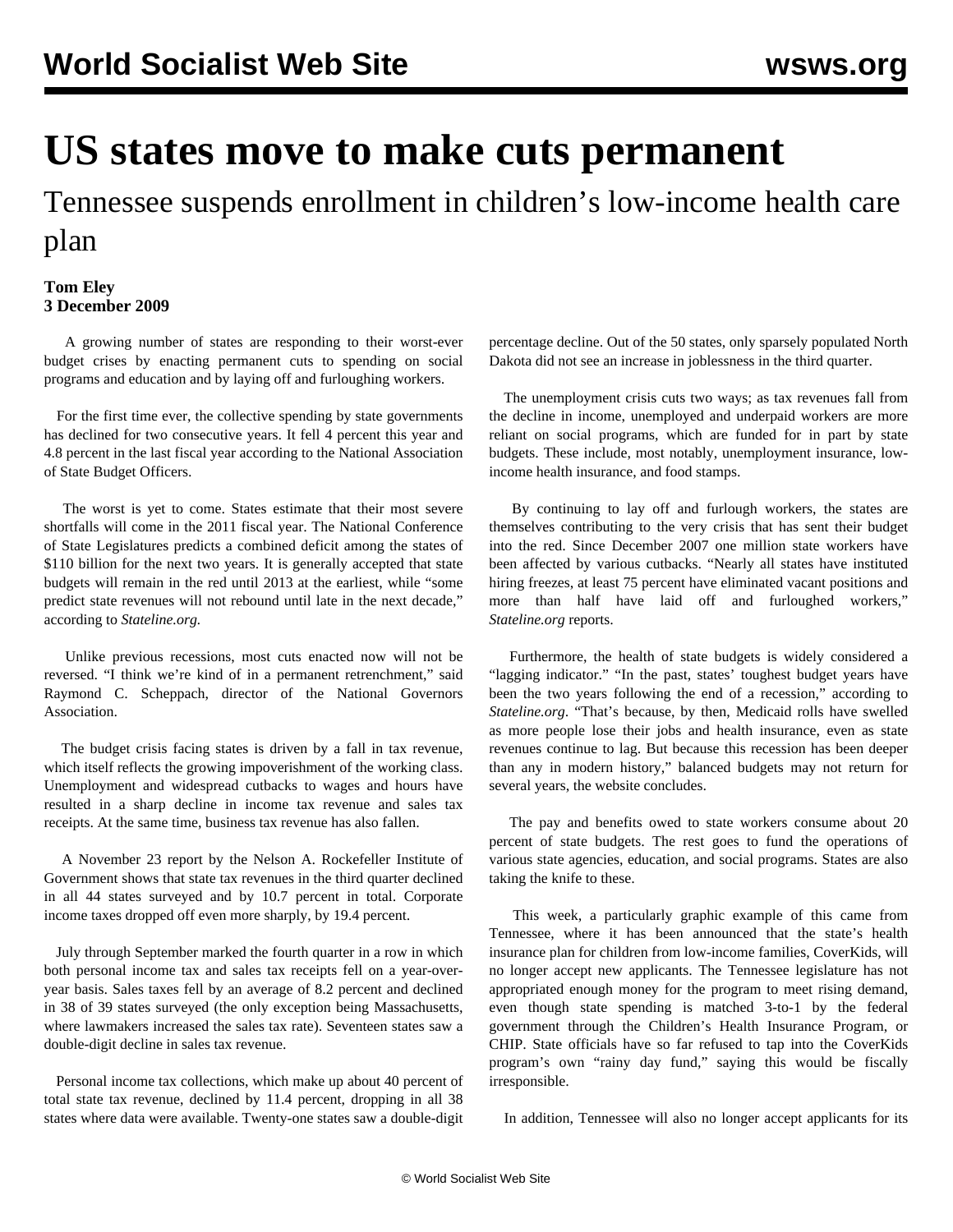# US states move to make cuts permanent

## Tennessee suspends enrollment in children's low-income health care plan

**Tom Eley**
**3 December 2009**

A growing number of states are responding to their worst-ever budget crises by enacting permanent cuts to spending on social programs and education and by laying off and furloughing workers.

For the first time ever, the collective spending by state governments has declined for two consecutive years. It fell 4 percent this year and 4.8 percent in the last fiscal year according to the National Association of State Budget Officers.

The worst is yet to come. States estimate that their most severe shortfalls will come in the 2011 fiscal year. The National Conference of State Legislatures predicts a combined deficit among the states of $110 billion for the next two years. It is generally accepted that state budgets will remain in the red until 2013 at the earliest, while "some predict state revenues will not rebound until late in the next decade," according to *Stateline.org.*

Unlike previous recessions, most cuts enacted now will not be reversed. "I think we're kind of in a permanent retrenchment," said Raymond C. Scheppach, director of the National Governors Association.

The budget crisis facing states is driven by a fall in tax revenue, which itself reflects the growing impoverishment of the working class. Unemployment and widespread cutbacks to wages and hours have resulted in a sharp decline in income tax revenue and sales tax receipts. At the same time, business tax revenue has also fallen.

A November 23 report by the Nelson A. Rockefeller Institute of Government shows that state tax revenues in the third quarter declined in all 44 states surveyed and by 10.7 percent in total. Corporate income taxes dropped off even more sharply, by 19.4 percent.

July through September marked the fourth quarter in a row in which both personal income tax and sales tax receipts fell on a year-over-year basis. Sales taxes fell by an average of 8.2 percent and declined in 38 of 39 states surveyed (the only exception being Massachusetts, where lawmakers increased the sales tax rate). Seventeen states saw a double-digit decline in sales tax revenue.

Personal income tax collections, which make up about 40 percent of total state tax revenue, declined by 11.4 percent, dropping in all 38 states where data were available. Twenty-one states saw a double-digit percentage decline. Out of the 50 states, only sparsely populated North Dakota did not see an increase in joblessness in the third quarter.

The unemployment crisis cuts two ways; as tax revenues fall from the decline in income, unemployed and underpaid workers are more reliant on social programs, which are funded for in part by state budgets. These include, most notably, unemployment insurance, low-income health insurance, and food stamps.

By continuing to lay off and furlough workers, the states are themselves contributing to the very crisis that has sent their budget into the red. Since December 2007 one million state workers have been affected by various cutbacks. "Nearly all states have instituted hiring freezes, at least 75 percent have eliminated vacant positions and more than half have laid off and furloughed workers," *Stateline.org* reports.

Furthermore, the health of state budgets is widely considered a "lagging indicator." "In the past, states' toughest budget years have been the two years following the end of a recession," according to *Stateline.org*. "That's because, by then, Medicaid rolls have swelled as more people lose their jobs and health insurance, even as state revenues continue to lag. But because this recession has been deeper than any in modern history," balanced budgets may not return for several years, the website concludes.

The pay and benefits owed to state workers consume about 20 percent of state budgets. The rest goes to fund the operations of various state agencies, education, and social programs. States are also taking the knife to these.

This week, a particularly graphic example of this came from Tennessee, where it has been announced that the state's health insurance plan for children from low-income families, CoverKids, will no longer accept new applicants. The Tennessee legislature has not appropriated enough money for the program to meet rising demand, even though state spending is matched 3-to-1 by the federal government through the Children's Health Insurance Program, or CHIP. State officials have so far refused to tap into the CoverKids program's own "rainy day fund," saying this would be fiscally irresponsible.

In addition, Tennessee will also no longer accept applicants for its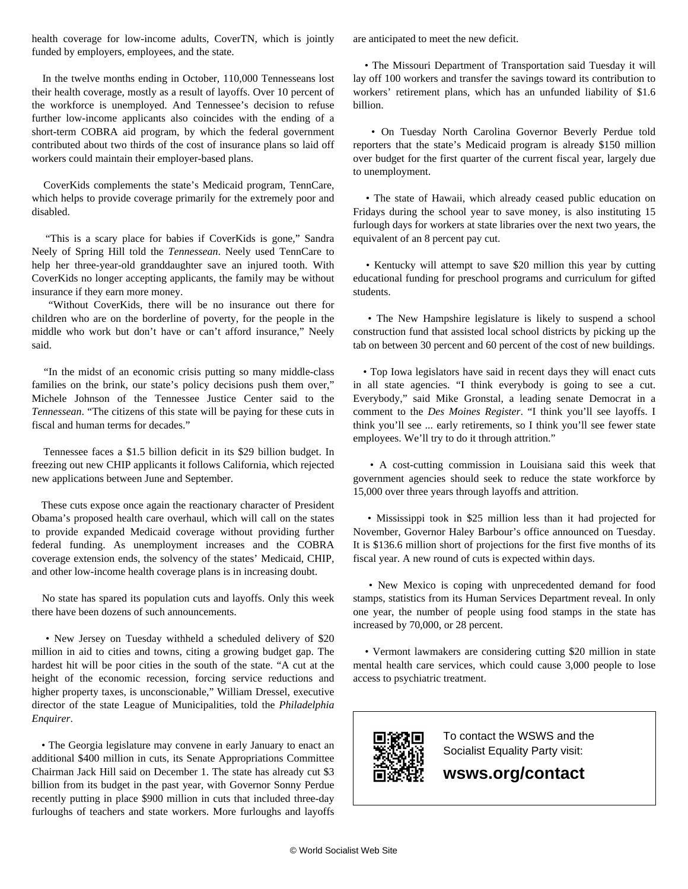health coverage for low-income adults, CoverTN, which is jointly funded by employers, employees, and the state.

In the twelve months ending in October, 110,000 Tennesseans lost their health coverage, mostly as a result of layoffs. Over 10 percent of the workforce is unemployed. And Tennessee's decision to refuse further low-income applicants also coincides with the ending of a short-term COBRA aid program, by which the federal government contributed about two thirds of the cost of insurance plans so laid off workers could maintain their employer-based plans.

CoverKids complements the state's Medicaid program, TennCare, which helps to provide coverage primarily for the extremely poor and disabled.

"This is a scary place for babies if CoverKids is gone," Sandra Neely of Spring Hill told the *Tennessean*. Neely used TennCare to help her three-year-old granddaughter save an injured tooth. With CoverKids no longer accepting applicants, the family may be without insurance if they earn more money.

"Without CoverKids, there will be no insurance out there for children who are on the borderline of poverty, for the people in the middle who work but don't have or can't afford insurance," Neely said.

"In the midst of an economic crisis putting so many middle-class families on the brink, our state's policy decisions push them over," Michele Johnson of the Tennessee Justice Center said to the *Tennessean*. "The citizens of this state will be paying for these cuts in fiscal and human terms for decades."

Tennessee faces a $1.5 billion deficit in its $29 billion budget. In freezing out new CHIP applicants it follows California, which rejected new applications between June and September.

These cuts expose once again the reactionary character of President Obama's proposed health care overhaul, which will call on the states to provide expanded Medicaid coverage without providing further federal funding. As unemployment increases and the COBRA coverage extension ends, the solvency of the states' Medicaid, CHIP, and other low-income health coverage plans is in increasing doubt.

No state has spared its population cuts and layoffs. Only this week there have been dozens of such announcements.

• New Jersey on Tuesday withheld a scheduled delivery of $20 million in aid to cities and towns, citing a growing budget gap. The hardest hit will be poor cities in the south of the state. "A cut at the height of the economic recession, forcing service reductions and higher property taxes, is unconscionable," William Dressel, executive director of the state League of Municipalities, told the *Philadelphia Enquirer*.

• The Georgia legislature may convene in early January to enact an additional $400 million in cuts, its Senate Appropriations Committee Chairman Jack Hill said on December 1. The state has already cut $3 billion from its budget in the past year, with Governor Sonny Perdue recently putting in place $900 million in cuts that included three-day furloughs of teachers and state workers. More furloughs and layoffs are anticipated to meet the new deficit.

• The Missouri Department of Transportation said Tuesday it will lay off 100 workers and transfer the savings toward its contribution to workers' retirement plans, which has an unfunded liability of $1.6 billion.

• On Tuesday North Carolina Governor Beverly Perdue told reporters that the state's Medicaid program is already $150 million over budget for the first quarter of the current fiscal year, largely due to unemployment.

• The state of Hawaii, which already ceased public education on Fridays during the school year to save money, is also instituting 15 furlough days for workers at state libraries over the next two years, the equivalent of an 8 percent pay cut.

• Kentucky will attempt to save $20 million this year by cutting educational funding for preschool programs and curriculum for gifted students.

• The New Hampshire legislature is likely to suspend a school construction fund that assisted local school districts by picking up the tab on between 30 percent and 60 percent of the cost of new buildings.

• Top Iowa legislators have said in recent days they will enact cuts in all state agencies. "I think everybody is going to see a cut. Everybody," said Mike Gronstal, a leading senate Democrat in a comment to the *Des Moines Register*. "I think you'll see layoffs. I think you'll see ... early retirements, so I think you'll see fewer state employees. We'll try to do it through attrition."

• A cost-cutting commission in Louisiana said this week that government agencies should seek to reduce the state workforce by 15,000 over three years through layoffs and attrition.

• Mississippi took in $25 million less than it had projected for November, Governor Haley Barbour's office announced on Tuesday. It is $136.6 million short of projections for the first five months of its fiscal year. A new round of cuts is expected within days.

• New Mexico is coping with unprecedented demand for food stamps, statistics from its Human Services Department reveal. In only one year, the number of people using food stamps in the state has increased by 70,000, or 28 percent.

• Vermont lawmakers are considering cutting $20 million in state mental health care services, which could cause 3,000 people to lose access to psychiatric treatment.

To contact the WSWS and the Socialist Equality Party visit:

**wsws.org/contact**